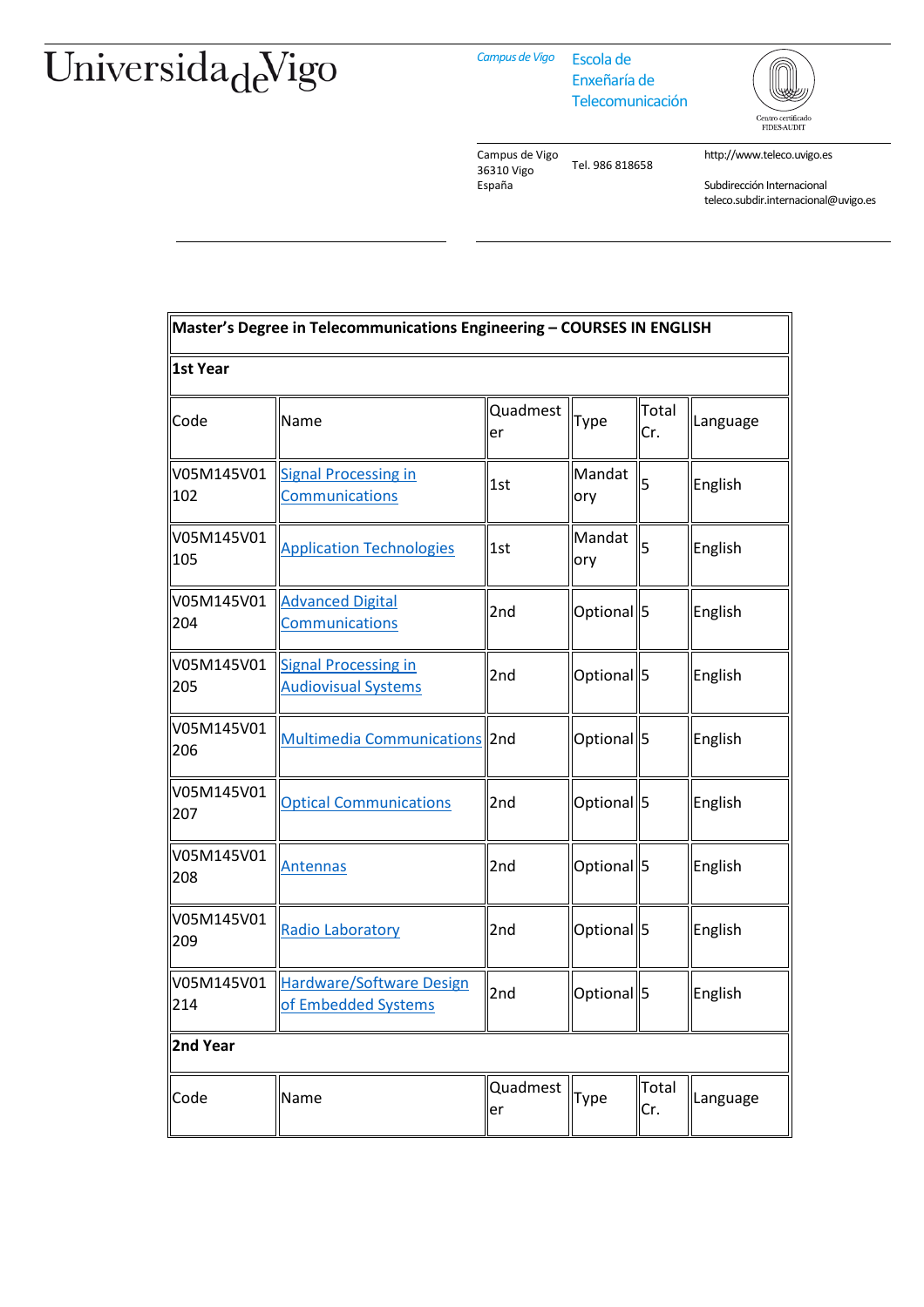Universidade de Vigo

*Campus de Vigo* Escola de Enxeñaría de Telecomunicación

Centro certificado FIDES-AUDIT

Campus de Vigo
36310 Vigo
España

Tel. 986 818658

http://www.teleco.uvigo.es

Subdirección Internacional
teleco.subdir.internacional@uvigo.es

| **Master's Degree in Telecommunications Engineering – COURSES IN ENGLISH** | | | | | |
|---|---|---|---|---|---|
| **1st Year** | | | | | |
| Code | Name | Quadmester | Type | Total Cr. | Language |
| V05M145V01102 | Signal Processing in Communications | 1st | Mandatory | 5 | English |
| V05M145V01105 | Application Technologies | 1st | Mandatory | 5 | English |
| V05M145V01204 | Advanced Digital Communications | 2nd | Optional | 5 | English |
| V05M145V01205 | Signal Processing in Audiovisual Systems | 2nd | Optional | 5 | English |
| V05M145V01206 | Multimedia Communications | 2nd | Optional | 5 | English |
| V05M145V01207 | Optical Communications | 2nd | Optional | 5 | English |
| V05M145V01208 | Antennas | 2nd | Optional | 5 | English |
| V05M145V01209 | Radio Laboratory | 2nd | Optional | 5 | English |
| V05M145V01214 | Hardware/Software Design of Embedded Systems | 2nd | Optional | 5 | English |
| **2nd Year** | | | | | |
| Code | Name | Quadmester | Type | Total Cr. | Language |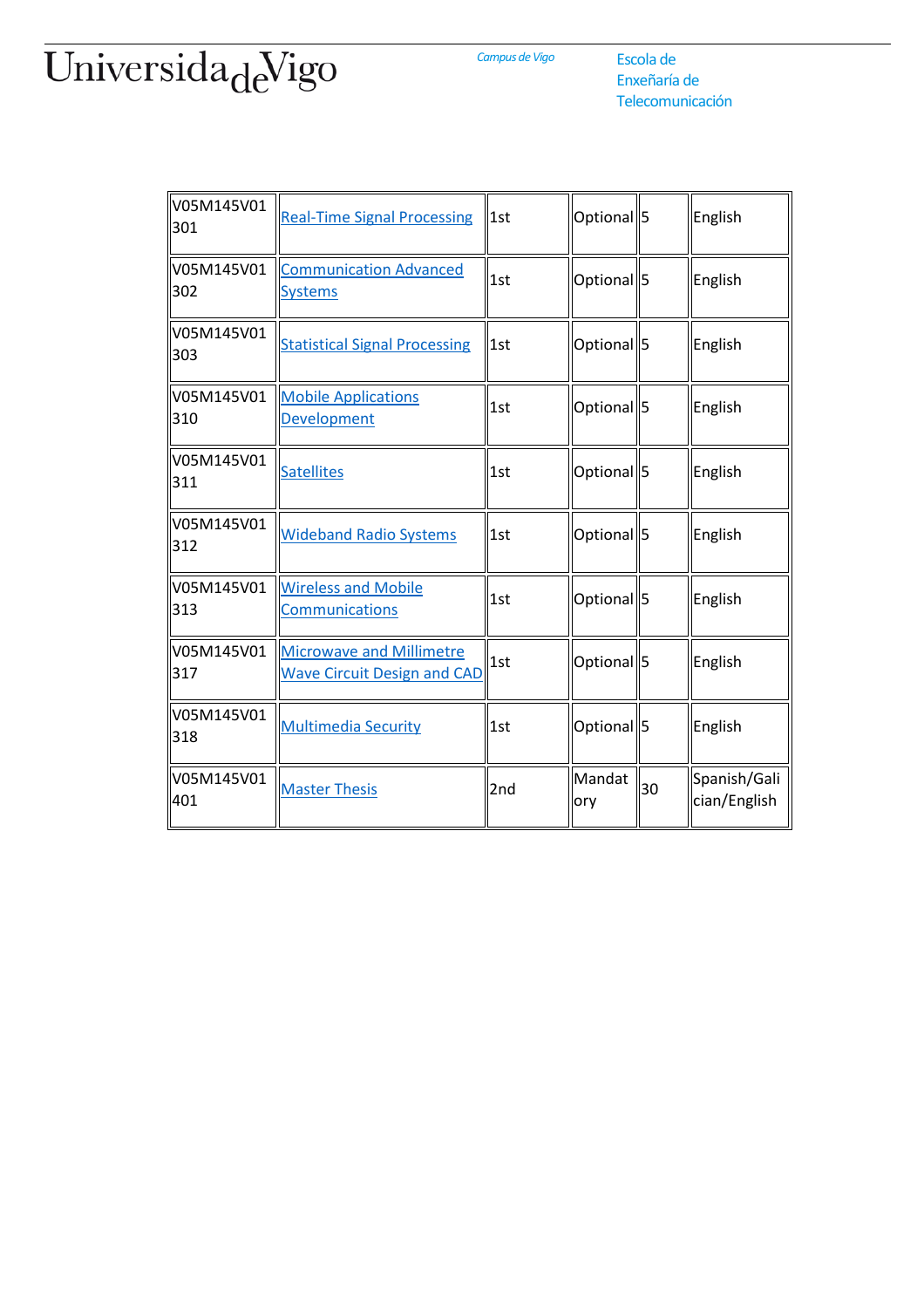| | | | | | |
|---|---|---|---|---|---|
| V05M145V01 301 | Real-Time Signal Processing | 1st | Optional | 5 | English |
| V05M145V01 302 | Communication Advanced Systems | 1st | Optional | 5 | English |
| V05M145V01 303 | Statistical Signal Processing | 1st | Optional | 5 | English |
| V05M145V01 310 | Mobile Applications Development | 1st | Optional | 5 | English |
| V05M145V01 311 | Satellites | 1st | Optional | 5 | English |
| V05M145V01 312 | Wideband Radio Systems | 1st | Optional | 5 | English |
| V05M145V01 313 | Wireless and Mobile Communications | 1st | Optional | 5 | English |
| V05M145V01 317 | Microwave and Millimetre Wave Circuit Design and CAD | 1st | Optional | 5 | English |
| V05M145V01 318 | Multimedia Security | 1st | Optional | 5 | English |
| V05M145V01 401 | Master Thesis | 2nd | Mandatory | 30 | Spanish/Galician/English |